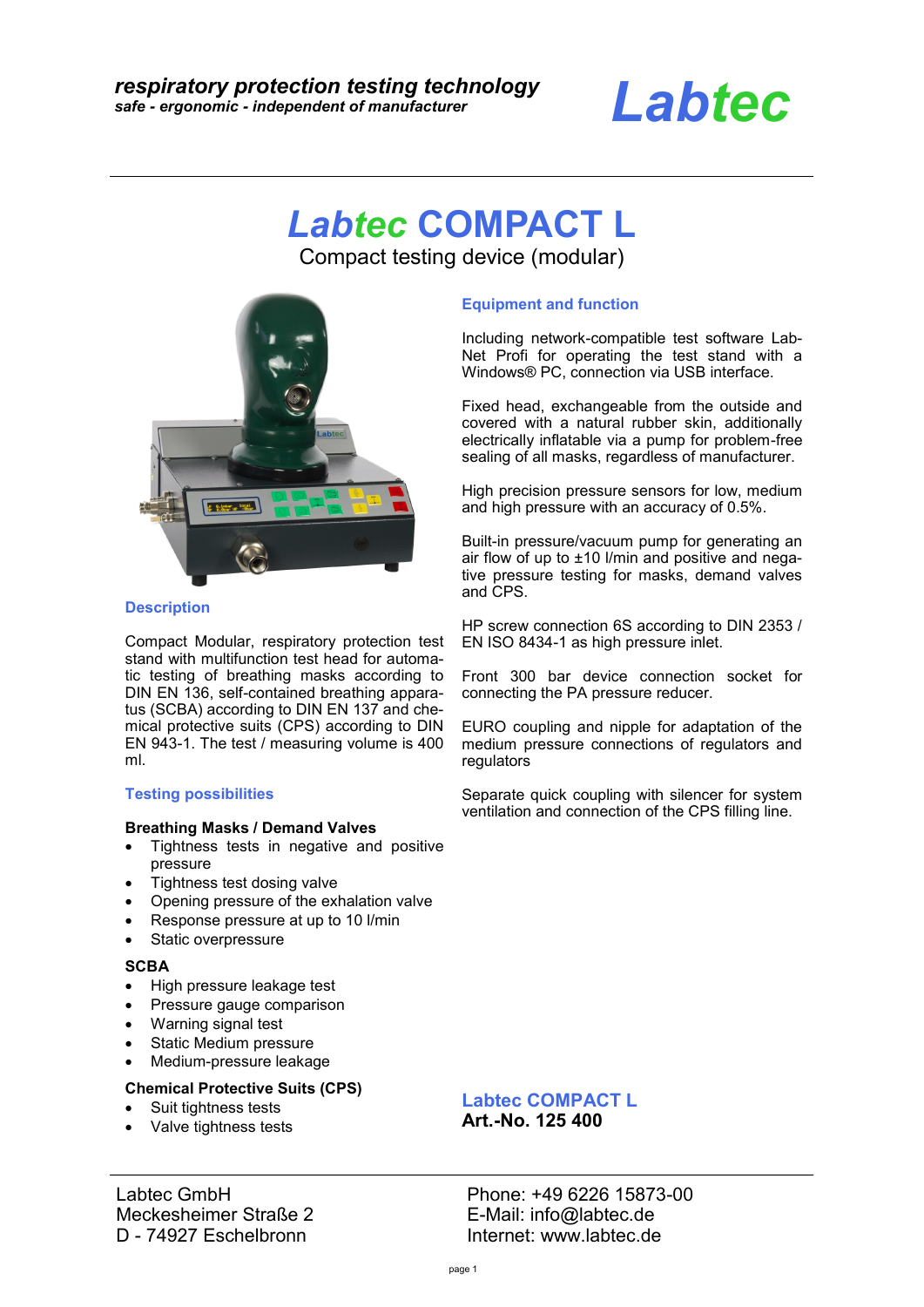*respiratory protection testing technology*
***safe - ergonomic - independent of manufacturer***

***Labtec***

# *Labtec* COMPACT L

Compact testing device (modular)

## Description

Compact Modular, respiratory protection test stand with multifunction test head for automatic testing of breathing masks according to DIN EN 136, self-contained breathing apparatus (SCBA) according to DIN EN 137 and chemical protective suits (CPS) according to DIN EN 943-1. The test / measuring volume is 400 ml.

## Testing possibilities

**Breathing Masks / Demand Valves**

- Tightness tests in negative and positive pressure
- Tightness test dosing valve
- Opening pressure of the exhalation valve
- Response pressure at up to 10 l/min
- Static overpressure

**SCBA**

- High pressure leakage test
- Pressure gauge comparison
- Warning signal test
- Static Medium pressure
- Medium-pressure leakage

**Chemical Protective Suits (CPS)**

- Suit tightness tests
- Valve tightness tests

## Equipment and function

Including network-compatible test software Lab-Net Profi for operating the test stand with a Windows® PC, connection via USB interface.

Fixed head, exchangeable from the outside and covered with a natural rubber skin, additionally electrically inflatable via a pump for problem-free sealing of all masks, regardless of manufacturer.

High precision pressure sensors for low, medium and high pressure with an accuracy of 0.5%.

Built-in pressure/vacuum pump for generating an air flow of up to ±10 l/min and positive and negative pressure testing for masks, demand valves and CPS.

HP screw connection 6S according to DIN 2353 / EN ISO 8434-1 as high pressure inlet.

Front 300 bar device connection socket for connecting the PA pressure reducer.

EURO coupling and nipple for adaptation of the medium pressure connections of regulators and regulators

Separate quick coupling with silencer for system ventilation and connection of the CPS filling line.

**Labtec COMPACT L**
**Art.-No. 125 400**

Labtec GmbH
Meckesheimer Straße 2
D - 74927 Eschelbronn

Phone: +49 6226 15873-00
E-Mail: info@labtec.de
Internet: www.labtec.de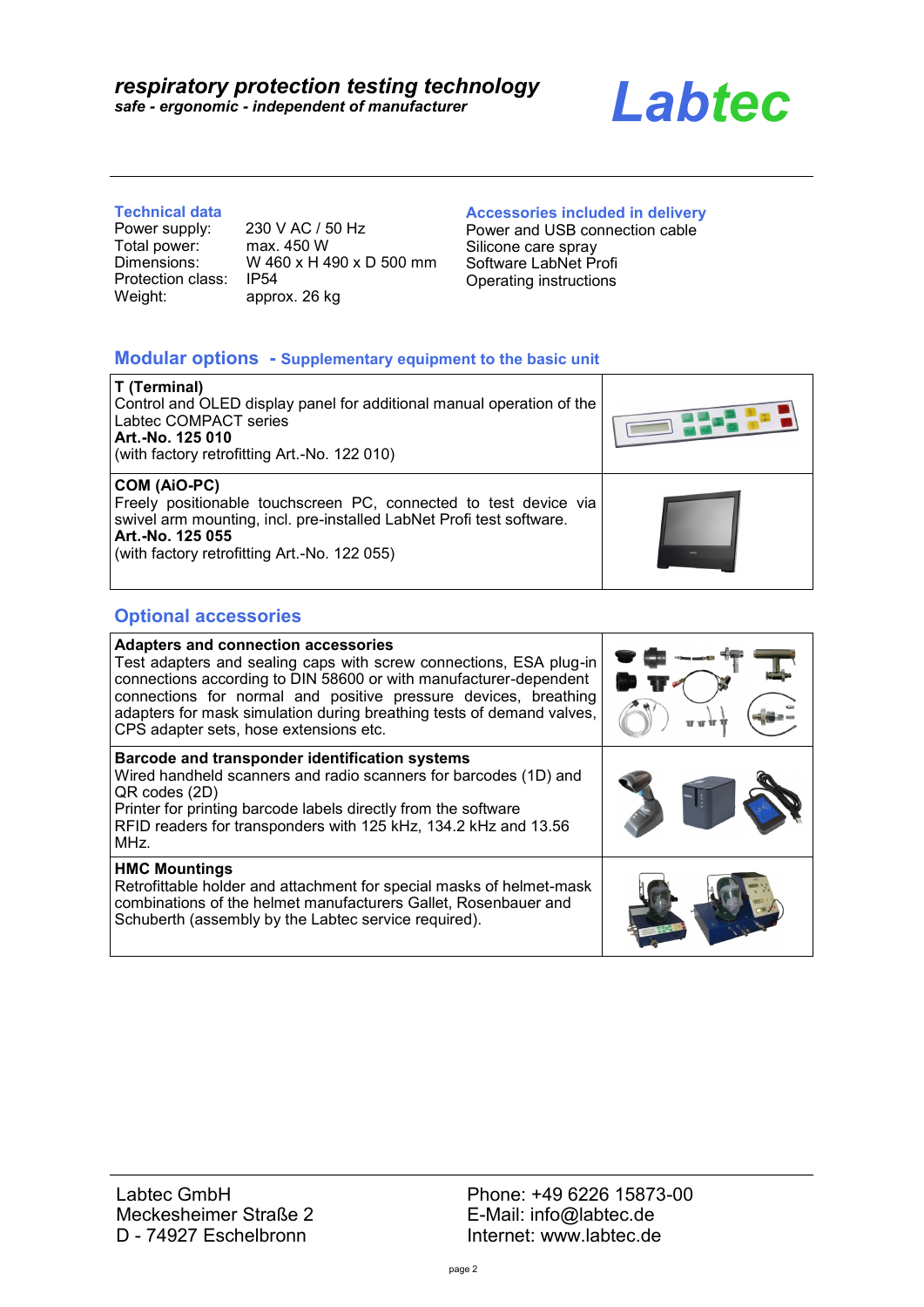## Technical data

| | |
|---|---|
| Power supply: | 230 V AC / 50 Hz |
| Total power: | max. 450 W |
| Dimensions: | W 460 x H 490 x D 500 mm |
| Protection class: | IP54 |
| Weight: | approx. 26 kg |

## Accessories included in delivery

Power and USB connection cable
Silicone care spray
Software LabNet Profi
Operating instructions

## Modular options - Supplementary equipment to the basic unit

**T (Terminal)**
Control and OLED display panel for additional manual operation of the Labtec COMPACT series
**Art.-No. 125 010**
(with factory retrofitting Art.-No. 122 010)

**COM (AiO-PC)**
Freely positionable touchscreen PC, connected to test device via swivel arm mounting, incl. pre-installed LabNet Profi test software.
**Art.-No. 125 055**
(with factory retrofitting Art.-No. 122 055)

## Optional accessories

**Adapters and connection accessories**
Test adapters and sealing caps with screw connections, ESA plug-in connections according to DIN 58600 or with manufacturer-dependent connections for normal and positive pressure devices, breathing adapters for mask simulation during breathing tests of demand valves, CPS adapter sets, hose extensions etc.

**Barcode and transponder identification systems**
Wired handheld scanners and radio scanners for barcodes (1D) and QR codes (2D)
Printer for printing barcode labels directly from the software
RFID readers for transponders with 125 kHz, 134.2 kHz and 13.56 MHz.

**HMC Mountings**
Retrofittable holder and attachment for special masks of helmet-mask combinations of the helmet manufacturers Gallet, Rosenbauer and Schuberth (assembly by the Labtec service required).

Labtec GmbH
Meckesheimer Straße 2
D - 74927 Eschelbronn

Phone: +49 6226 15873-00
E-Mail: info@labtec.de
Internet: www.labtec.de